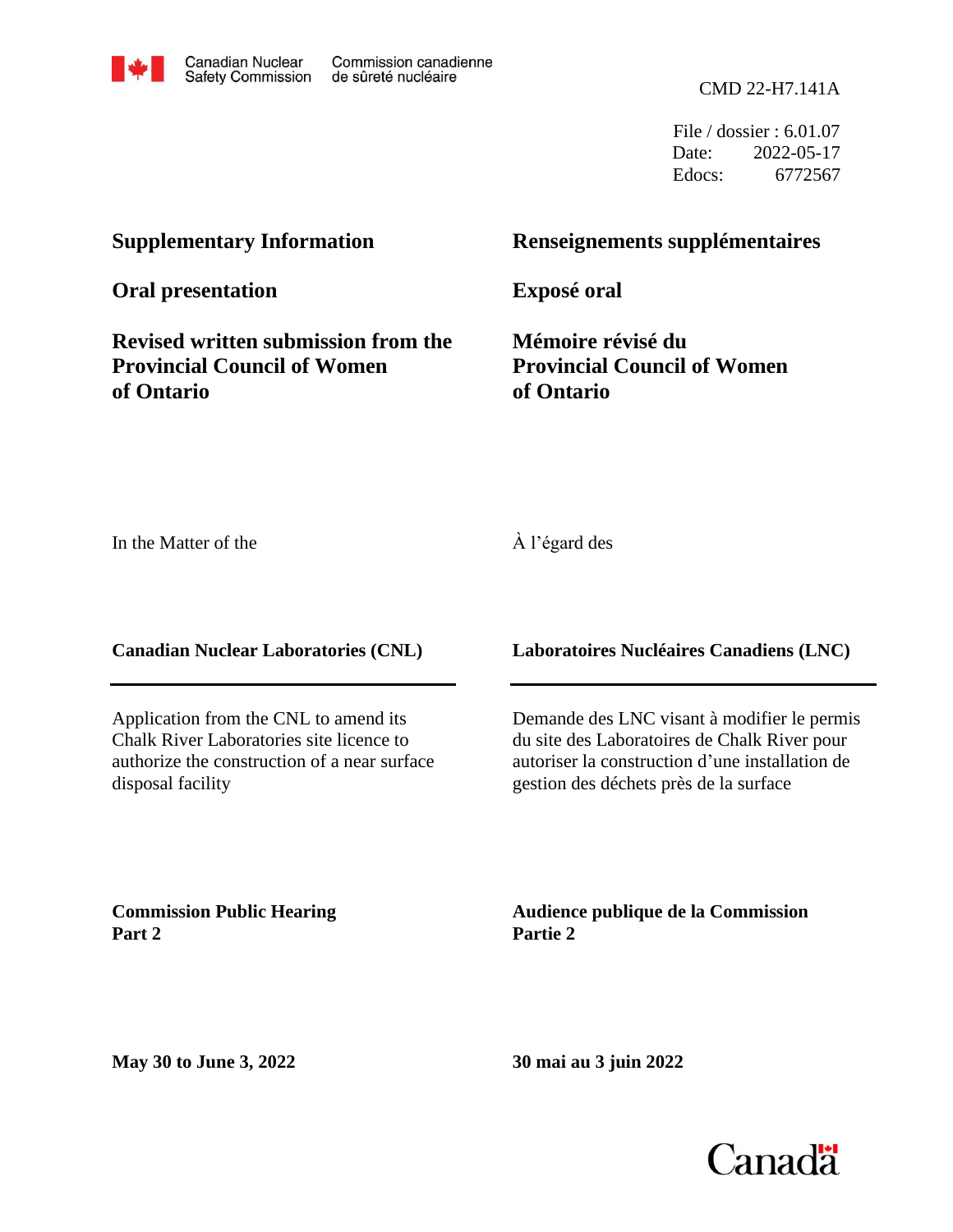Canadian Nuclear Safety Commission | Commission canadienne de sûreté nucléaire

CMD 22-H7.141A

File / dossier : 6.01.07
Date: 2022-05-17
Edocs: 6772567

**Supplementary Information**

**Renseignements supplémentaires**

**Oral presentation**

**Exposé oral**

**Revised written submission from the Provincial Council of Women of Ontario**

**Mémoire révisé du Provincial Council of Women of Ontario**

In the Matter of the

À l'égard des

**Canadian Nuclear Laboratories (CNL)**

**Laboratoires Nucléaires Canadiens (LNC)**

Application from the CNL to amend its Chalk River Laboratories site licence to authorize the construction of a near surface disposal facility

Demande des LNC visant à modifier le permis du site des Laboratoires de Chalk River pour autoriser la construction d'une installation de gestion des déchets près de la surface

**Commission Public Hearing**
**Part 2**

**Audience publique de la Commission**
**Partie 2**

**May 30 to June 3, 2022**

**30 mai au 3 juin 2022**

Canada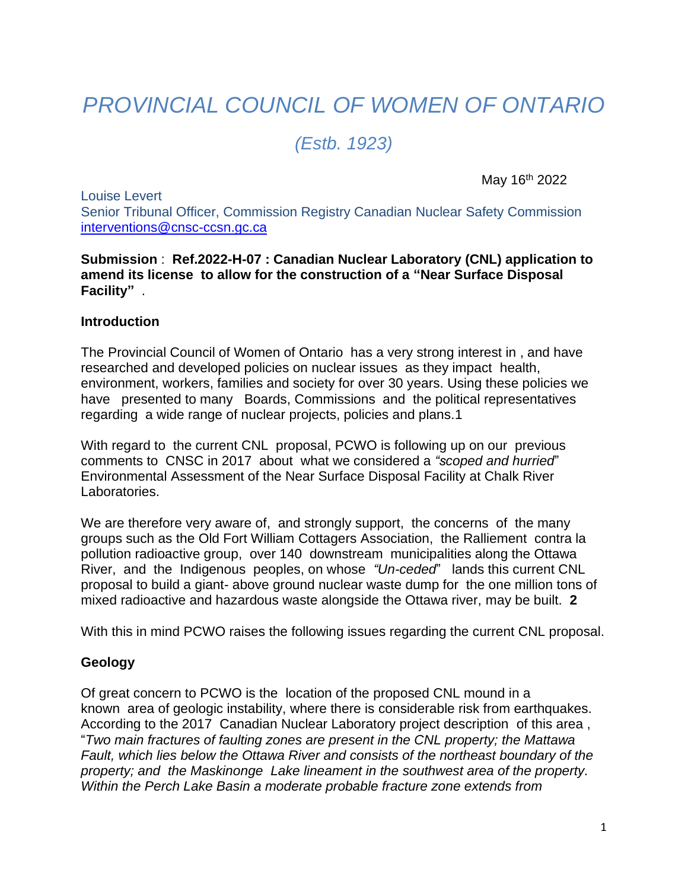# *PROVINCIAL COUNCIL OF WOMEN OF ONTARIO*

## *(Estb. 1923)*

May 16th 2022

Louise Levert
Senior Tribunal Officer, Commission Registry Canadian Nuclear Safety Commission
interventions@cnsc-ccsn.gc.ca

**Submission : Ref.2022-H-07 : Canadian Nuclear Laboratory (CNL) application to amend its license to allow for the construction of a "Near Surface Disposal Facility"** .

**Introduction**

The Provincial Council of Women of Ontario has a very strong interest in , and have researched and developed policies on nuclear issues as they impact health, environment, workers, families and society for over 30 years. Using these policies we have presented to many Boards, Commissions and the political representatives regarding a wide range of nuclear projects, policies and plans.1

With regard to the current CNL proposal, PCWO is following up on our previous comments to CNSC in 2017 about what we considered a *"scoped and hurried"* Environmental Assessment of the Near Surface Disposal Facility at Chalk River Laboratories.

We are therefore very aware of, and strongly support, the concerns of the many groups such as the Old Fort William Cottagers Association, the Ralliement contra la pollution radioactive group, over 140 downstream municipalities along the Ottawa River, and the Indigenous peoples, on whose *"Un-ceded"* lands this current CNL proposal to build a giant- above ground nuclear waste dump for the one million tons of mixed radioactive and hazardous waste alongside the Ottawa river, may be built. **2**

With this in mind PCWO raises the following issues regarding the current CNL proposal.

**Geology**

Of great concern to PCWO is the location of the proposed CNL mound in a known area of geologic instability, where there is considerable risk from earthquakes. According to the 2017 Canadian Nuclear Laboratory project description of this area , "*Two main fractures of faulting zones are present in the CNL property; the Mattawa Fault, which lies below the Ottawa River and consists of the northeast boundary of the property; and the Maskinonge Lake lineament in the southwest area of the property. Within the Perch Lake Basin a moderate probable fracture zone extends from*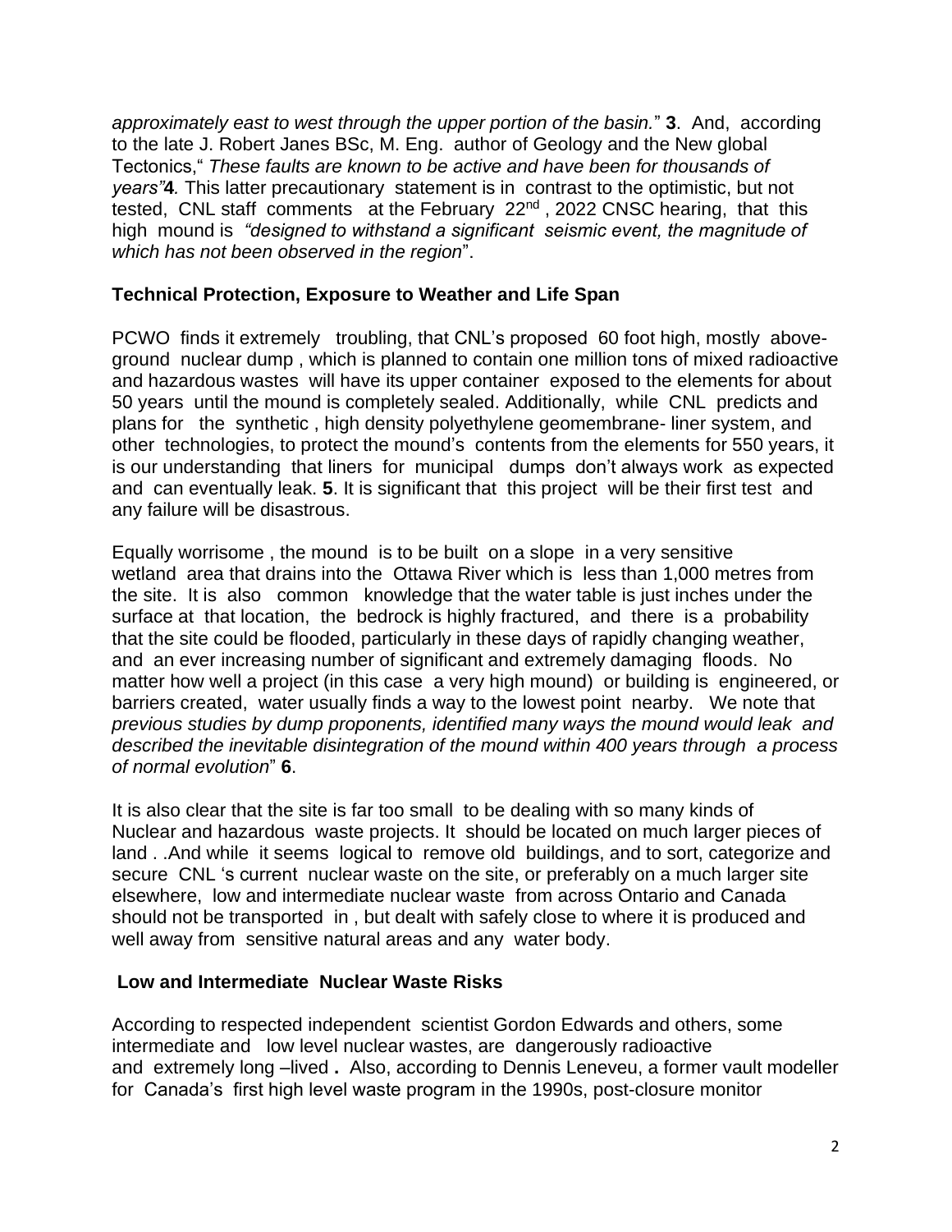*approximately east to west through the upper portion of the basin.*" **3**. And, according to the late J. Robert Janes BSc, M. Eng. author of Geology and the New global Tectonics," *These faults are known to be active and have been for thousands of years"***4***.* This latter precautionary statement is in contrast to the optimistic, but not tested, CNL staff comments at the February 22nd, 2022 CNSC hearing, that this high mound is *"designed to withstand a significant seismic event, the magnitude of which has not been observed in the region*".

**Technical Protection, Exposure to Weather and Life Span**

PCWO finds it extremely troubling, that CNL's proposed 60 foot high, mostly above-ground nuclear dump , which is planned to contain one million tons of mixed radioactive and hazardous wastes will have its upper container exposed to the elements for about 50 years until the mound is completely sealed. Additionally, while CNL predicts and plans for the synthetic , high density polyethylene geomembrane- liner system, and other technologies, to protect the mound's contents from the elements for 550 years, it is our understanding that liners for municipal dumps don't always work as expected and can eventually leak. **5**. It is significant that this project will be their first test and any failure will be disastrous.

Equally worrisome , the mound is to be built on a slope in a very sensitive wetland area that drains into the Ottawa River which is less than 1,000 metres from the site. It is also common knowledge that the water table is just inches under the surface at that location, the bedrock is highly fractured, and there is a probability that the site could be flooded, particularly in these days of rapidly changing weather, and an ever increasing number of significant and extremely damaging floods. No matter how well a project (in this case a very high mound) or building is engineered, or barriers created, water usually finds a way to the lowest point nearby. We note that *previous studies by dump proponents, identified many ways the mound would leak and described the inevitable disintegration of the mound within 400 years through a process of normal evolution*" **6**.

It is also clear that the site is far too small to be dealing with so many kinds of Nuclear and hazardous waste projects. It should be located on much larger pieces of land . .And while it seems logical to remove old buildings, and to sort, categorize and secure CNL 's current nuclear waste on the site, or preferably on a much larger site elsewhere, low and intermediate nuclear waste from across Ontario and Canada should not be transported in , but dealt with safely close to where it is produced and well away from sensitive natural areas and any water body.

**Low and Intermediate Nuclear Waste Risks**

According to respected independent scientist Gordon Edwards and others, some intermediate and low level nuclear wastes, are dangerously radioactive and extremely long –lived **.** Also, according to Dennis Leneveu, a former vault modeller for Canada's first high level waste program in the 1990s, post-closure monitor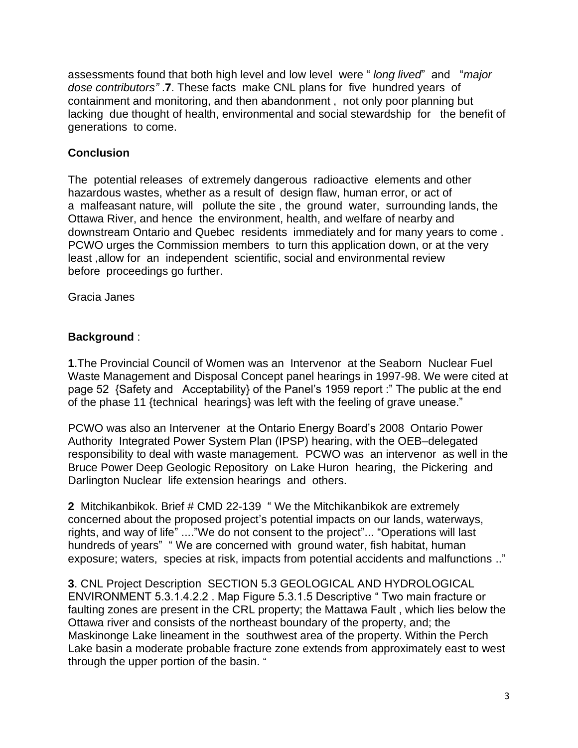assessments found that both high level and low level were "*long lived*" and "*major dose contributors"* .**7**. These facts make CNL plans for five hundred years of containment and monitoring, and then abandonment , not only poor planning but lacking due thought of health, environmental and social stewardship for the benefit of generations to come.

**Conclusion**

The potential releases of extremely dangerous radioactive elements and other hazardous wastes, whether as a result of design flaw, human error, or act of a malfeasant nature, will pollute the site , the ground water, surrounding lands, the Ottawa River, and hence the environment, health, and welfare of nearby and downstream Ontario and Quebec residents immediately and for many years to come . PCWO urges the Commission members to turn this application down, or at the very least ,allow for an independent scientific, social and environmental review before proceedings go further.

Gracia Janes

**Background** :

**1**.The Provincial Council of Women was an Intervenor at the Seaborn Nuclear Fuel Waste Management and Disposal Concept panel hearings in 1997-98. We were cited at page 52 {Safety and Acceptability} of the Panel's 1959 report :" The public at the end of the phase 11 {technical hearings} was left with the feeling of grave unease."

PCWO was also an Intervener at the Ontario Energy Board's 2008 Ontario Power Authority Integrated Power System Plan (IPSP) hearing, with the OEB–delegated responsibility to deal with waste management. PCWO was an intervenor as well in the Bruce Power Deep Geologic Repository on Lake Huron hearing, the Pickering and Darlington Nuclear life extension hearings and others.

**2** Mitchikanbikok. Brief # CMD 22-139 " We the Mitchikanbikok are extremely concerned about the proposed project's potential impacts on our lands, waterways, rights, and way of life" ...."We do not consent to the project"... "Operations will last hundreds of years" " We are concerned with ground water, fish habitat, human exposure; waters, species at risk, impacts from potential accidents and malfunctions .."

**3**. CNL Project Description SECTION 5.3 GEOLOGICAL AND HYDROLOGICAL ENVIRONMENT 5.3.1.4.2.2 . Map Figure 5.3.1.5 Descriptive " Two main fracture or faulting zones are present in the CRL property; the Mattawa Fault , which lies below the Ottawa river and consists of the northeast boundary of the property, and; the Maskinonge Lake lineament in the southwest area of the property. Within the Perch Lake basin a moderate probable fracture zone extends from approximately east to west through the upper portion of the basin. "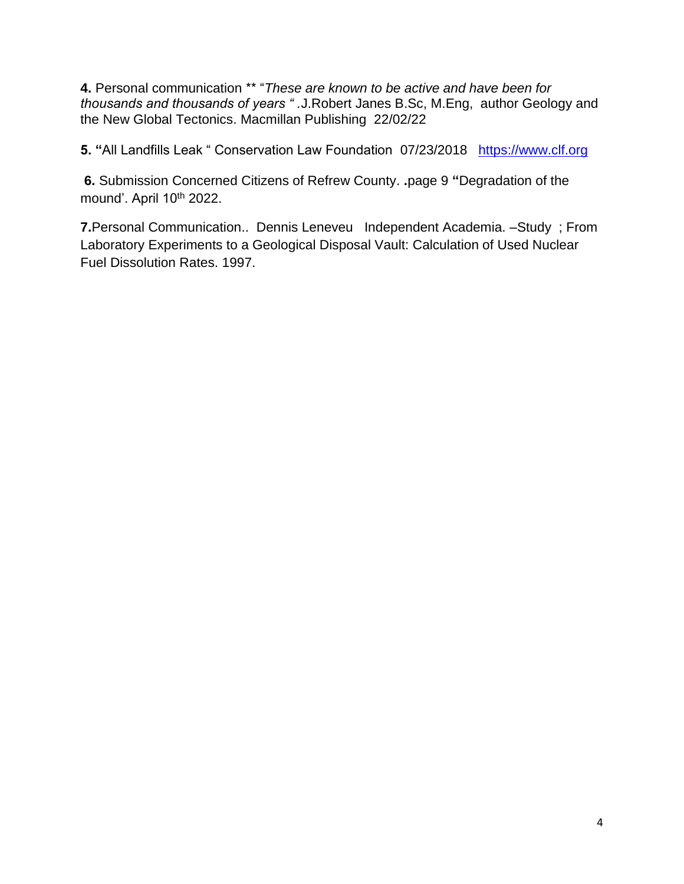**4.** Personal communication ** "*These are known to be active and have been for thousands and thousands of years "* .J.Robert Janes B.Sc, M.Eng, author Geology and the New Global Tectonics. Macmillan Publishing 22/02/22

**5. "**All Landfills Leak " Conservation Law Foundation 07/23/2018 [https://www.clf.org](https://www.clf.org)

**6.** Submission Concerned Citizens of Refrew County. **.**page 9 **"**Degradation of the mound'. April 10th 2022.

**7.**Personal Communication.. Dennis Leneveu Independent Academia. –Study ; From Laboratory Experiments to a Geological Disposal Vault: Calculation of Used Nuclear Fuel Dissolution Rates. 1997.